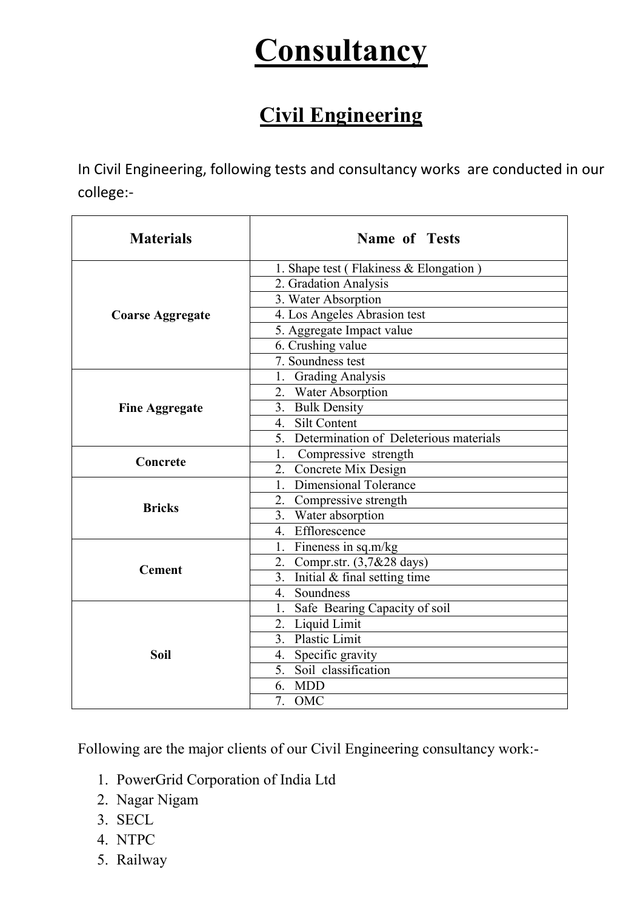# Consultancy

## Civil Engineering

In Civil Engineering, following tests and consultancy works are conducted in our college:-

| Materials | Name of Tests |
|---|---|
| **Coarse Aggregate** | 1. Shape test ( Flakiness & Elongation ) |
| | 2. Gradation Analysis |
| | 3. Water Absorption |
| | 4. Los Angeles Abrasion test |
| | 5. Aggregate Impact value |
| | 6. Crushing value |
| | 7. Soundness test |
| **Fine Aggregate** | 1. Grading Analysis |
| | 2. Water Absorption |
| | 3. Bulk Density |
| | 4. Silt Content |
| | 5. Determination of Deleterious materials |
| **Concrete** | 1. Compressive strength |
| | 2. Concrete Mix Design |
| **Bricks** | 1. Dimensional Tolerance |
| | 2. Compressive strength |
| | 3. Water absorption |
| | 4. Efflorescence |
| **Cement** | 1. Fineness in sq.m/kg |
| | 2. Compr.str. (3,7&28 days) |
| | 3. Initial & final setting time |
| | 4. Soundness |
| **Soil** | 1. Safe Bearing Capacity of soil |
| | 2. Liquid Limit |
| | 3. Plastic Limit |
| | 4. Specific gravity |
| | 5. Soil classification |
| | 6. MDD |
| | 7. OMC |

Following are the major clients of our Civil Engineering consultancy work:-

1. PowerGrid Corporation of India Ltd
2. Nagar Nigam
3. SECL
4. NTPC
5. Railway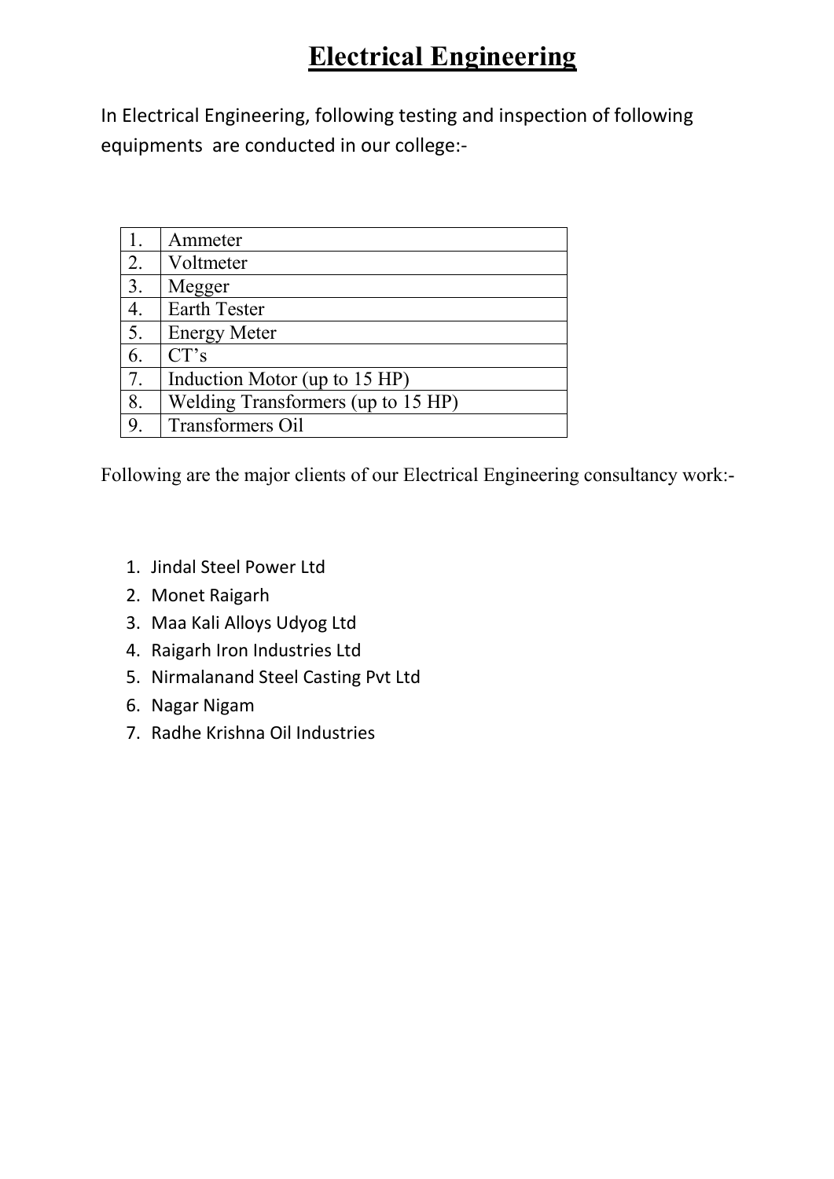# Electrical Engineering

In Electrical Engineering, following testing and inspection of following equipments are conducted in our college:-

| | |
|---|---|
| 1. | Ammeter |
| 2. | Voltmeter |
| 3. | Megger |
| 4. | Earth Tester |
| 5. | Energy Meter |
| 6. | CT's |
| 7. | Induction Motor (up to 15 HP) |
| 8. | Welding Transformers (up to 15 HP) |
| 9. | Transformers Oil |

Following are the major clients of our Electrical Engineering consultancy work:-

1. Jindal Steel Power Ltd
2. Monet Raigarh
3. Maa Kali Alloys Udyog Ltd
4. Raigarh Iron Industries Ltd
5. Nirmalanand Steel Casting Pvt Ltd
6. Nagar Nigam
7. Radhe Krishna Oil Industries